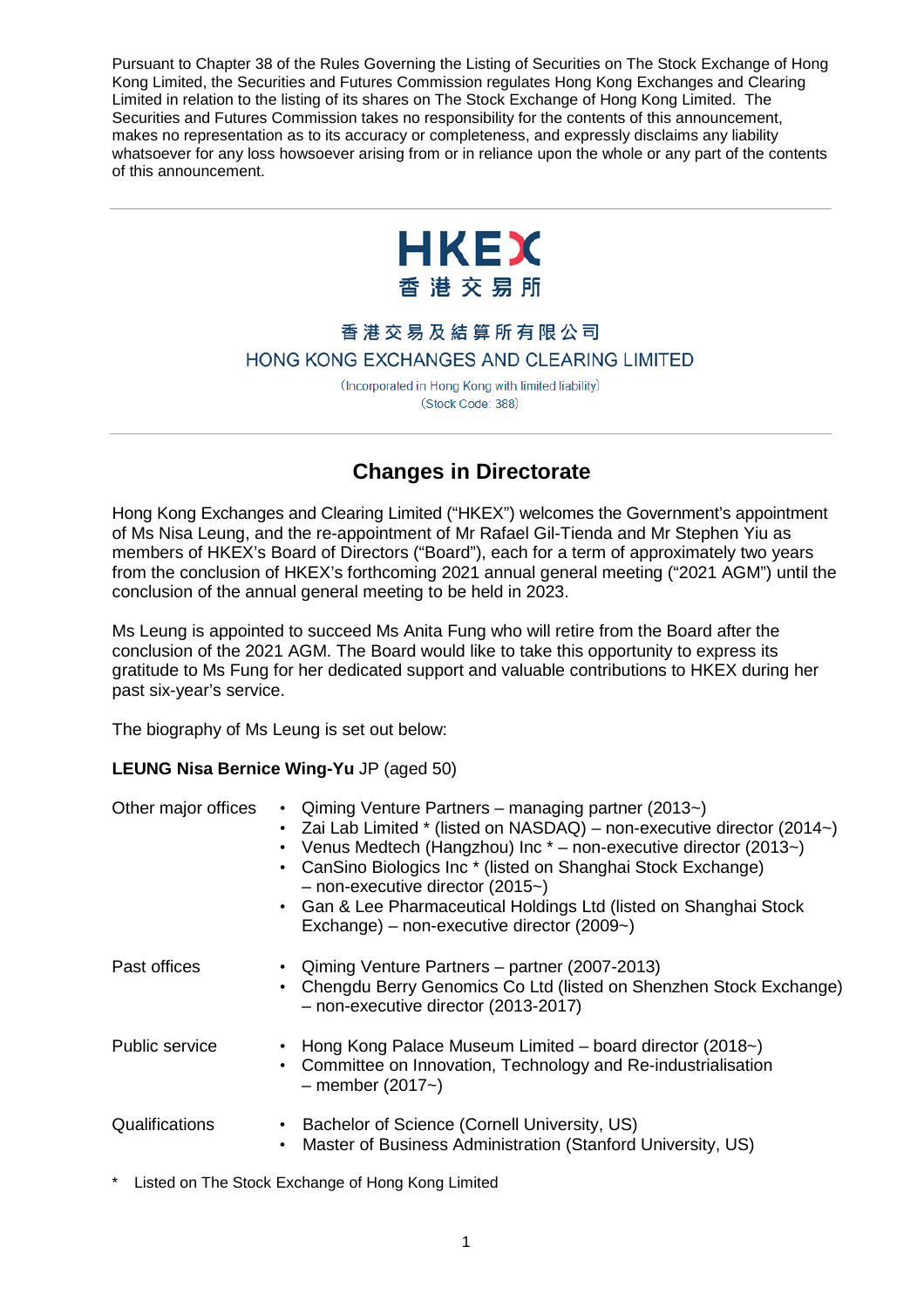Pursuant to Chapter 38 of the Rules Governing the Listing of Securities on The Stock Exchange of Hong Kong Limited, the Securities and Futures Commission regulates Hong Kong Exchanges and Clearing Limited in relation to the listing of its shares on The Stock Exchange of Hong Kong Limited. The Securities and Futures Commission takes no responsibility for the contents of this announcement, makes no representation as to its accuracy or completeness, and expressly disclaims any liability whatsoever for any loss howsoever arising from or in reliance upon the whole or any part of the contents of this announcement.

HKEX
香港交易所

香港交易及結算所有限公司
HONG KONG EXCHANGES AND CLEARING LIMITED

(Incorporated in Hong Kong with limited liability)
(Stock Code: 388)

## Changes in Directorate

Hong Kong Exchanges and Clearing Limited ("HKEX") welcomes the Government's appointment of Ms Nisa Leung, and the re-appointment of Mr Rafael Gil-Tienda and Mr Stephen Yiu as members of HKEX's Board of Directors ("Board"), each for a term of approximately two years from the conclusion of HKEX's forthcoming 2021 annual general meeting ("2021 AGM") until the conclusion of the annual general meeting to be held in 2023.

Ms Leung is appointed to succeed Ms Anita Fung who will retire from the Board after the conclusion of the 2021 AGM. The Board would like to take this opportunity to express its gratitude to Ms Fung for her dedicated support and valuable contributions to HKEX during her past six-year's service.

The biography of Ms Leung is set out below:

**LEUNG Nisa Bernice Wing-Yu** JP (aged 50)

| | |
|---|---|
| Other major offices | • Qiming Venture Partners – managing partner (2013~)<br>• Zai Lab Limited * (listed on NASDAQ) – non-executive director (2014~)<br>• Venus Medtech (Hangzhou) Inc * – non-executive director (2013~)<br>• CanSino Biologics Inc * (listed on Shanghai Stock Exchange) – non-executive director (2015~)<br>• Gan & Lee Pharmaceutical Holdings Ltd (listed on Shanghai Stock Exchange) – non-executive director (2009~) |
| Past offices | • Qiming Venture Partners – partner (2007-2013)<br>• Chengdu Berry Genomics Co Ltd (listed on Shenzhen Stock Exchange) – non-executive director (2013-2017) |
| Public service | • Hong Kong Palace Museum Limited – board director (2018~)<br>• Committee on Innovation, Technology and Re-industrialisation – member (2017~) |
| Qualifications | • Bachelor of Science (Cornell University, US)<br>• Master of Business Administration (Stanford University, US) |

\* Listed on The Stock Exchange of Hong Kong Limited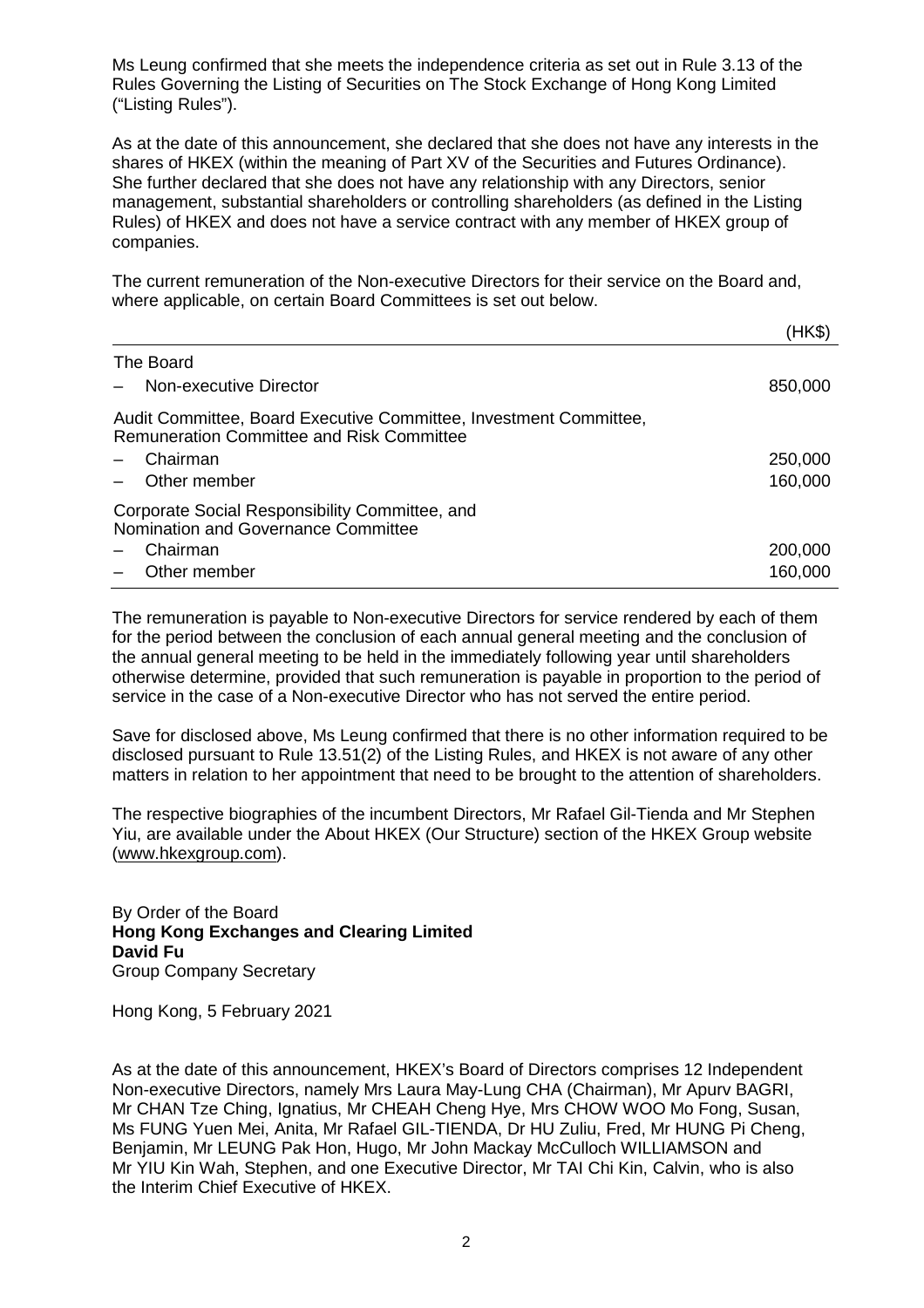Ms Leung confirmed that she meets the independence criteria as set out in Rule 3.13 of the Rules Governing the Listing of Securities on The Stock Exchange of Hong Kong Limited ("Listing Rules").

As at the date of this announcement, she declared that she does not have any interests in the shares of HKEX (within the meaning of Part XV of the Securities and Futures Ordinance). She further declared that she does not have any relationship with any Directors, senior management, substantial shareholders or controlling shareholders (as defined in the Listing Rules) of HKEX and does not have a service contract with any member of HKEX group of companies.

The current remuneration of the Non-executive Directors for their service on the Board and, where applicable, on certain Board Committees is set out below.

| | (HK$) |
|---|---|
| The Board | |
| – Non-executive Director | 850,000 |
| Audit Committee, Board Executive Committee, Investment Committee, Remuneration Committee and Risk Committee | |
| – Chairman | 250,000 |
| – Other member | 160,000 |
| Corporate Social Responsibility Committee, and Nomination and Governance Committee | |
| – Chairman | 200,000 |
| – Other member | 160,000 |

The remuneration is payable to Non-executive Directors for service rendered by each of them for the period between the conclusion of each annual general meeting and the conclusion of the annual general meeting to be held in the immediately following year until shareholders otherwise determine, provided that such remuneration is payable in proportion to the period of service in the case of a Non-executive Director who has not served the entire period.

Save for disclosed above, Ms Leung confirmed that there is no other information required to be disclosed pursuant to Rule 13.51(2) of the Listing Rules, and HKEX is not aware of any other matters in relation to her appointment that need to be brought to the attention of shareholders.

The respective biographies of the incumbent Directors, Mr Rafael Gil-Tienda and Mr Stephen Yiu, are available under the About HKEX (Our Structure) section of the HKEX Group website (www.hkexgroup.com).

By Order of the Board
**Hong Kong Exchanges and Clearing Limited**
**David Fu**
Group Company Secretary

Hong Kong, 5 February 2021

As at the date of this announcement, HKEX's Board of Directors comprises 12 Independent Non-executive Directors, namely Mrs Laura May-Lung CHA (Chairman), Mr Apurv BAGRI, Mr CHAN Tze Ching, Ignatius, Mr CHEAH Cheng Hye, Mrs CHOW WOO Mo Fong, Susan, Ms FUNG Yuen Mei, Anita, Mr Rafael GIL-TIENDA, Dr HU Zuliu, Fred, Mr HUNG Pi Cheng, Benjamin, Mr LEUNG Pak Hon, Hugo, Mr John Mackay McCulloch WILLIAMSON and Mr YIU Kin Wah, Stephen, and one Executive Director, Mr TAI Chi Kin, Calvin, who is also the Interim Chief Executive of HKEX.